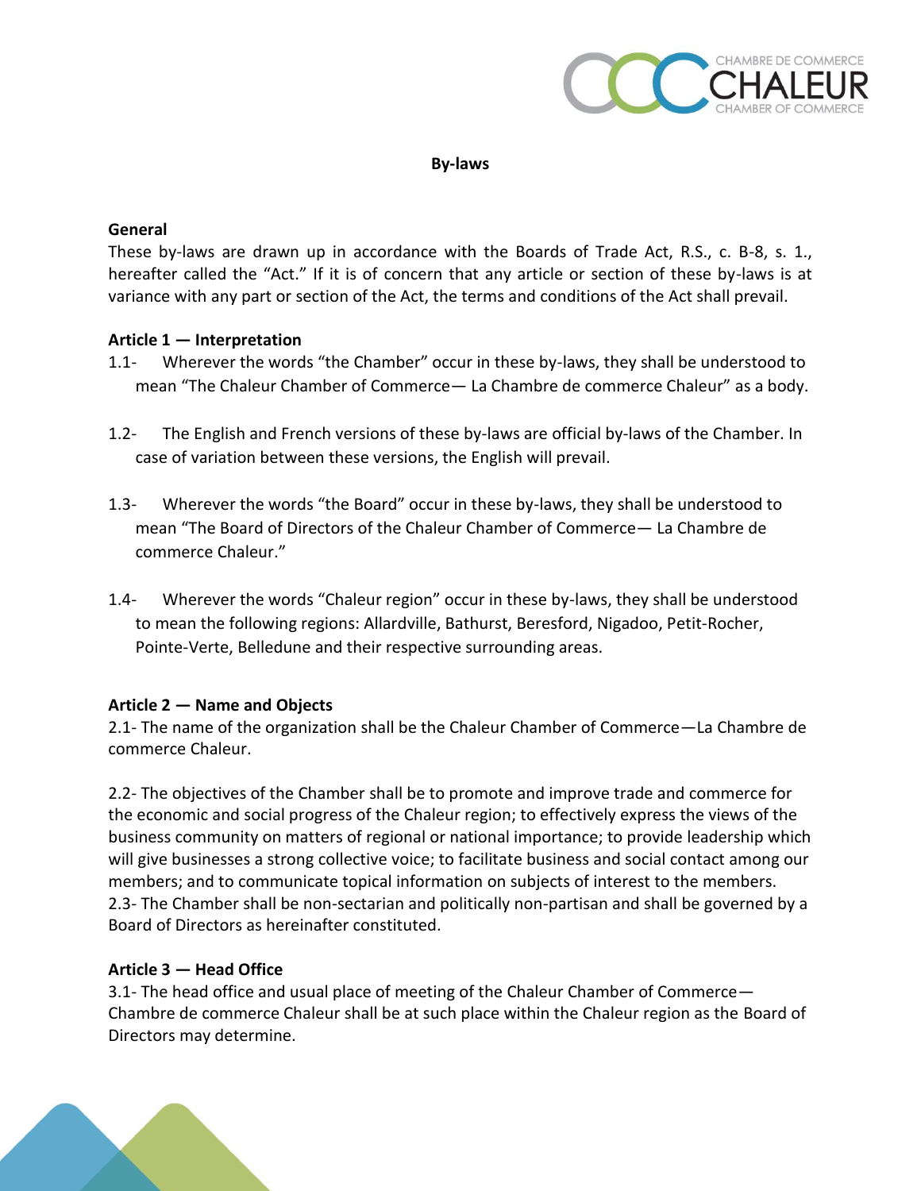# By-laws

## General

These by-laws are drawn up in accordance with the Boards of Trade Act, R.S., c. B-8, s. 1., hereafter called the "Act." If it is of concern that any article or section of these by-laws is at variance with any part or section of the Act, the terms and conditions of the Act shall prevail.

## Article 1 — Interpretation

1.1- Wherever the words "the Chamber" occur in these by-laws, they shall be understood to mean "The Chaleur Chamber of Commerce— La Chambre de commerce Chaleur" as a body.

1.2- The English and French versions of these by-laws are official by-laws of the Chamber. In case of variation between these versions, the English will prevail.

1.3- Wherever the words "the Board" occur in these by-laws, they shall be understood to mean "The Board of Directors of the Chaleur Chamber of Commerce— La Chambre de commerce Chaleur."

1.4- Wherever the words "Chaleur region" occur in these by-laws, they shall be understood to mean the following regions: Allardville, Bathurst, Beresford, Nigadoo, Petit-Rocher, Pointe-Verte, Belledune and their respective surrounding areas.

## Article 2 — Name and Objects

2.1- The name of the organization shall be the Chaleur Chamber of Commerce—La Chambre de commerce Chaleur.

2.2- The objectives of the Chamber shall be to promote and improve trade and commerce for the economic and social progress of the Chaleur region; to effectively express the views of the business community on matters of regional or national importance; to provide leadership which will give businesses a strong collective voice; to facilitate business and social contact among our members; and to communicate topical information on subjects of interest to the members.
2.3- The Chamber shall be non-sectarian and politically non-partisan and shall be governed by a Board of Directors as hereinafter constituted.

## Article 3 — Head Office

3.1- The head office and usual place of meeting of the Chaleur Chamber of Commerce—Chambre de commerce Chaleur shall be at such place within the Chaleur region as the Board of Directors may determine.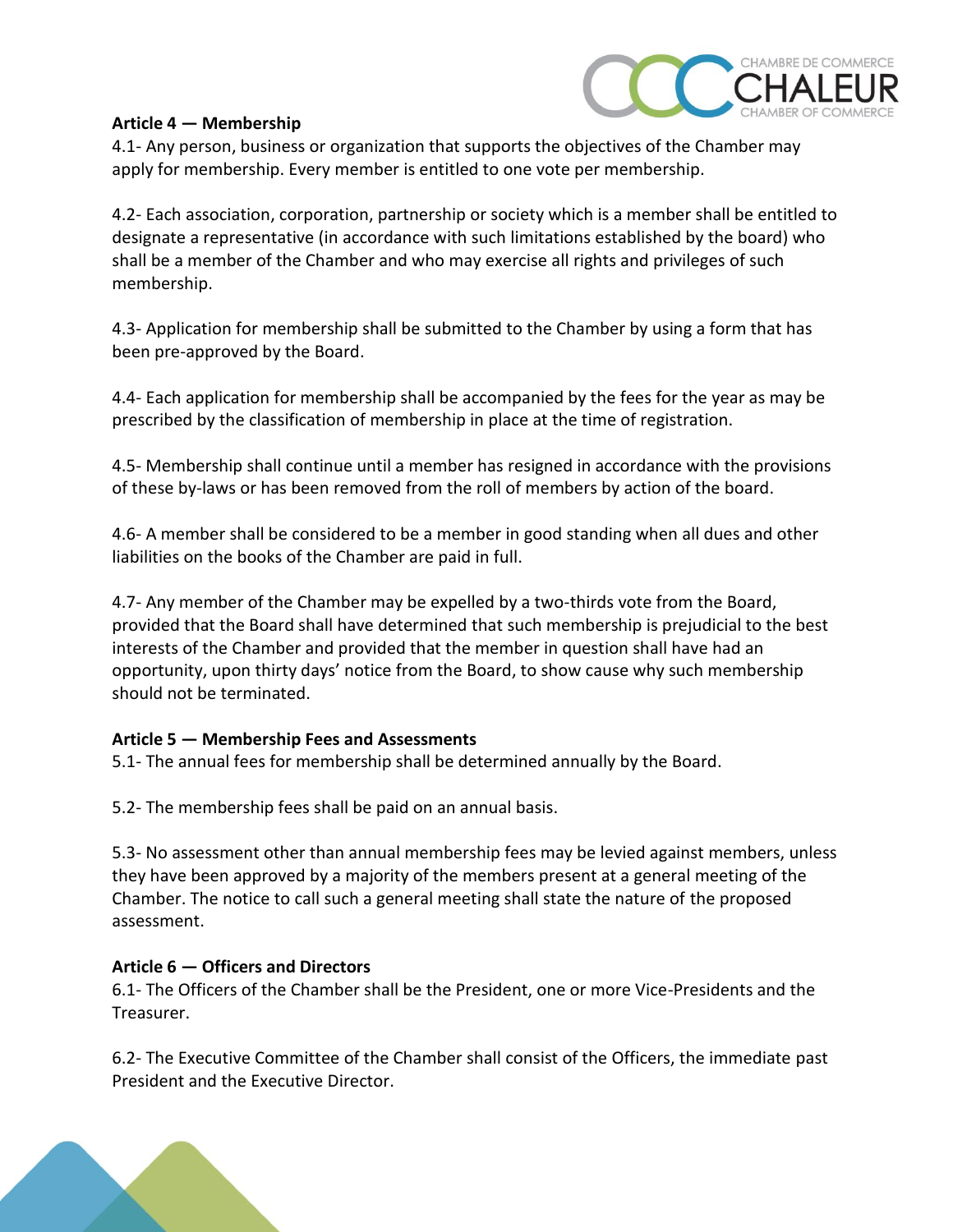**Article 4 — Membership**

4.1- Any person, business or organization that supports the objectives of the Chamber may apply for membership. Every member is entitled to one vote per membership.

4.2- Each association, corporation, partnership or society which is a member shall be entitled to designate a representative (in accordance with such limitations established by the board) who shall be a member of the Chamber and who may exercise all rights and privileges of such membership.

4.3- Application for membership shall be submitted to the Chamber by using a form that has been pre-approved by the Board.

4.4- Each application for membership shall be accompanied by the fees for the year as may be prescribed by the classification of membership in place at the time of registration.

4.5- Membership shall continue until a member has resigned in accordance with the provisions of these by-laws or has been removed from the roll of members by action of the board.

4.6- A member shall be considered to be a member in good standing when all dues and other liabilities on the books of the Chamber are paid in full.

4.7- Any member of the Chamber may be expelled by a two-thirds vote from the Board, provided that the Board shall have determined that such membership is prejudicial to the best interests of the Chamber and provided that the member in question shall have had an opportunity, upon thirty days' notice from the Board, to show cause why such membership should not be terminated.

**Article 5 — Membership Fees and Assessments**

5.1- The annual fees for membership shall be determined annually by the Board.

5.2- The membership fees shall be paid on an annual basis.

5.3- No assessment other than annual membership fees may be levied against members, unless they have been approved by a majority of the members present at a general meeting of the Chamber. The notice to call such a general meeting shall state the nature of the proposed assessment.

**Article 6 — Officers and Directors**

6.1- The Officers of the Chamber shall be the President, one or more Vice-Presidents and the Treasurer.

6.2- The Executive Committee of the Chamber shall consist of the Officers, the immediate past President and the Executive Director.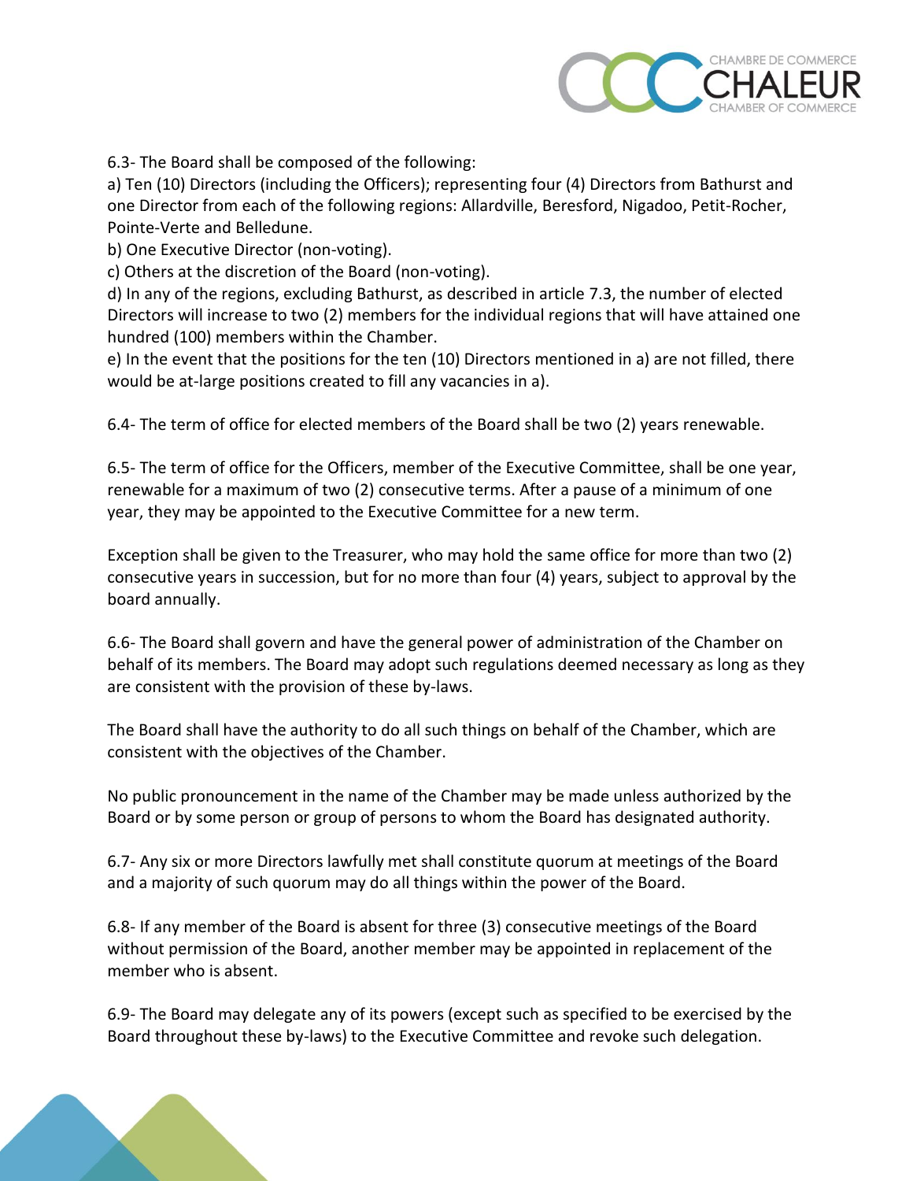6.3- The Board shall be composed of the following:

a) Ten (10) Directors (including the Officers); representing four (4) Directors from Bathurst and one Director from each of the following regions: Allardville, Beresford, Nigadoo, Petit-Rocher, Pointe-Verte and Belledune.

b) One Executive Director (non-voting).

c) Others at the discretion of the Board (non-voting).

d) In any of the regions, excluding Bathurst, as described in article 7.3, the number of elected Directors will increase to two (2) members for the individual regions that will have attained one hundred (100) members within the Chamber.

e) In the event that the positions for the ten (10) Directors mentioned in a) are not filled, there would be at-large positions created to fill any vacancies in a).

6.4- The term of office for elected members of the Board shall be two (2) years renewable.

6.5- The term of office for the Officers, member of the Executive Committee, shall be one year, renewable for a maximum of two (2) consecutive terms. After a pause of a minimum of one year, they may be appointed to the Executive Committee for a new term.

Exception shall be given to the Treasurer, who may hold the same office for more than two (2) consecutive years in succession, but for no more than four (4) years, subject to approval by the board annually.

6.6- The Board shall govern and have the general power of administration of the Chamber on behalf of its members. The Board may adopt such regulations deemed necessary as long as they are consistent with the provision of these by-laws.

The Board shall have the authority to do all such things on behalf of the Chamber, which are consistent with the objectives of the Chamber.

No public pronouncement in the name of the Chamber may be made unless authorized by the Board or by some person or group of persons to whom the Board has designated authority.

6.7- Any six or more Directors lawfully met shall constitute quorum at meetings of the Board and a majority of such quorum may do all things within the power of the Board.

6.8- If any member of the Board is absent for three (3) consecutive meetings of the Board without permission of the Board, another member may be appointed in replacement of the member who is absent.

6.9- The Board may delegate any of its powers (except such as specified to be exercised by the Board throughout these by-laws) to the Executive Committee and revoke such delegation.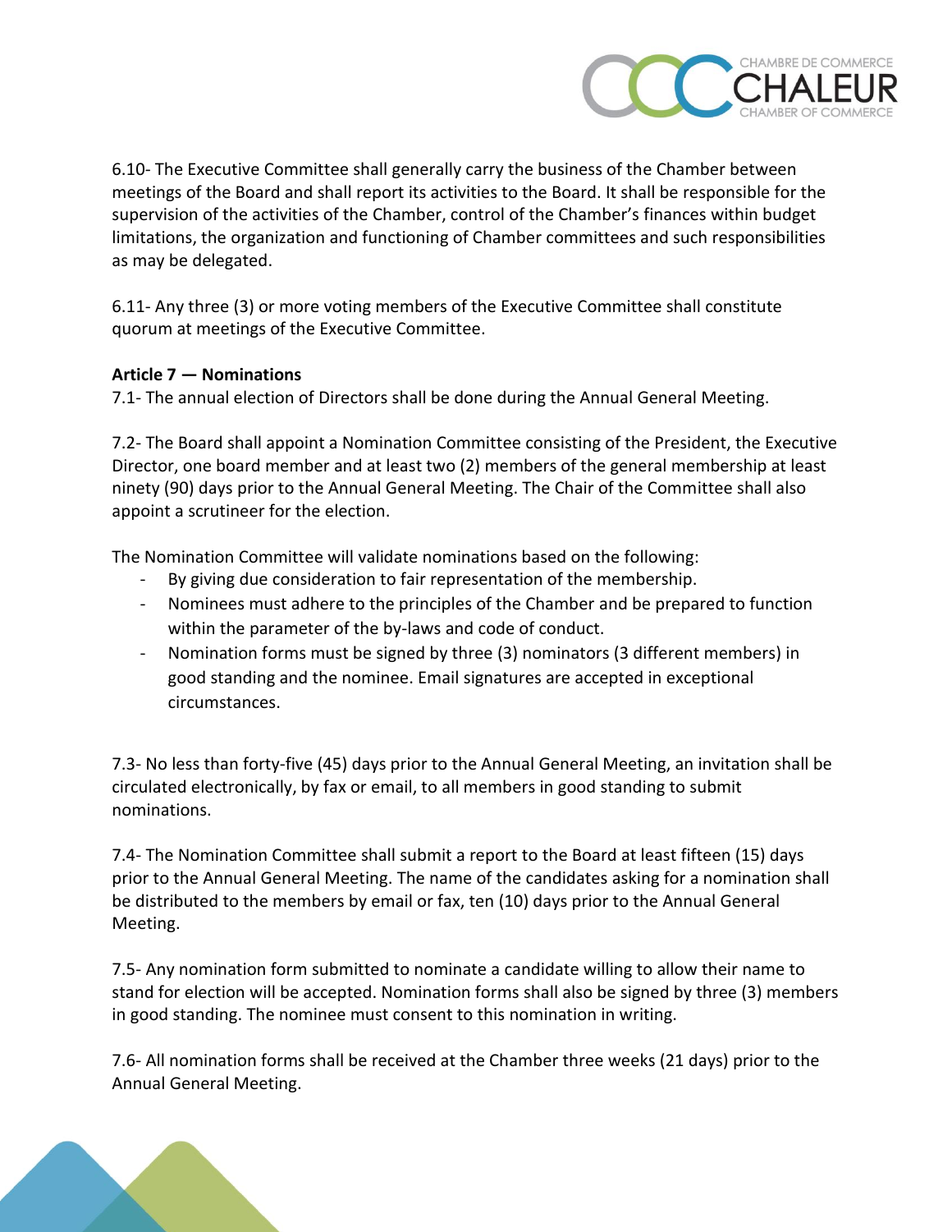6.10- The Executive Committee shall generally carry the business of the Chamber between meetings of the Board and shall report its activities to the Board. It shall be responsible for the supervision of the activities of the Chamber, control of the Chamber's finances within budget limitations, the organization and functioning of Chamber committees and such responsibilities as may be delegated.

6.11- Any three (3) or more voting members of the Executive Committee shall constitute quorum at meetings of the Executive Committee.

**Article 7 — Nominations**

7.1- The annual election of Directors shall be done during the Annual General Meeting.

7.2- The Board shall appoint a Nomination Committee consisting of the President, the Executive Director, one board member and at least two (2) members of the general membership at least ninety (90) days prior to the Annual General Meeting. The Chair of the Committee shall also appoint a scrutineer for the election.

The Nomination Committee will validate nominations based on the following:

- By giving due consideration to fair representation of the membership.
- Nominees must adhere to the principles of the Chamber and be prepared to function within the parameter of the by-laws and code of conduct.
- Nomination forms must be signed by three (3) nominators (3 different members) in good standing and the nominee. Email signatures are accepted in exceptional circumstances.

7.3- No less than forty-five (45) days prior to the Annual General Meeting, an invitation shall be circulated electronically, by fax or email, to all members in good standing to submit nominations.

7.4- The Nomination Committee shall submit a report to the Board at least fifteen (15) days prior to the Annual General Meeting. The name of the candidates asking for a nomination shall be distributed to the members by email or fax, ten (10) days prior to the Annual General Meeting.

7.5- Any nomination form submitted to nominate a candidate willing to allow their name to stand for election will be accepted. Nomination forms shall also be signed by three (3) members in good standing. The nominee must consent to this nomination in writing.

7.6- All nomination forms shall be received at the Chamber three weeks (21 days) prior to the Annual General Meeting.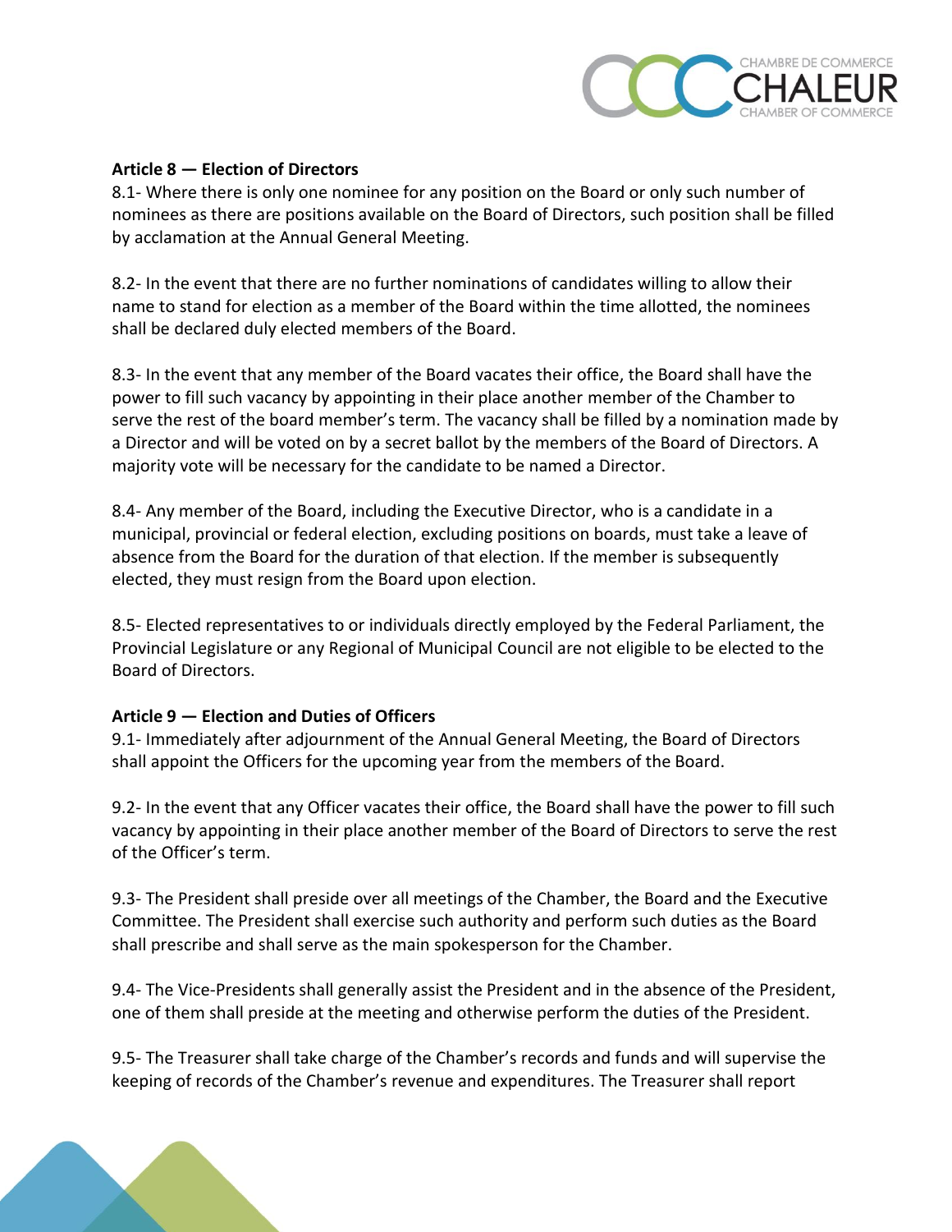**Article 8 — Election of Directors**

8.1- Where there is only one nominee for any position on the Board or only such number of nominees as there are positions available on the Board of Directors, such position shall be filled by acclamation at the Annual General Meeting.

8.2- In the event that there are no further nominations of candidates willing to allow their name to stand for election as a member of the Board within the time allotted, the nominees shall be declared duly elected members of the Board.

8.3- In the event that any member of the Board vacates their office, the Board shall have the power to fill such vacancy by appointing in their place another member of the Chamber to serve the rest of the board member's term. The vacancy shall be filled by a nomination made by a Director and will be voted on by a secret ballot by the members of the Board of Directors. A majority vote will be necessary for the candidate to be named a Director.

8.4- Any member of the Board, including the Executive Director, who is a candidate in a municipal, provincial or federal election, excluding positions on boards, must take a leave of absence from the Board for the duration of that election. If the member is subsequently elected, they must resign from the Board upon election.

8.5- Elected representatives to or individuals directly employed by the Federal Parliament, the Provincial Legislature or any Regional of Municipal Council are not eligible to be elected to the Board of Directors.

**Article 9 — Election and Duties of Officers**

9.1- Immediately after adjournment of the Annual General Meeting, the Board of Directors shall appoint the Officers for the upcoming year from the members of the Board.

9.2- In the event that any Officer vacates their office, the Board shall have the power to fill such vacancy by appointing in their place another member of the Board of Directors to serve the rest of the Officer's term.

9.3- The President shall preside over all meetings of the Chamber, the Board and the Executive Committee. The President shall exercise such authority and perform such duties as the Board shall prescribe and shall serve as the main spokesperson for the Chamber.

9.4- The Vice-Presidents shall generally assist the President and in the absence of the President, one of them shall preside at the meeting and otherwise perform the duties of the President.

9.5- The Treasurer shall take charge of the Chamber's records and funds and will supervise the keeping of records of the Chamber's revenue and expenditures. The Treasurer shall report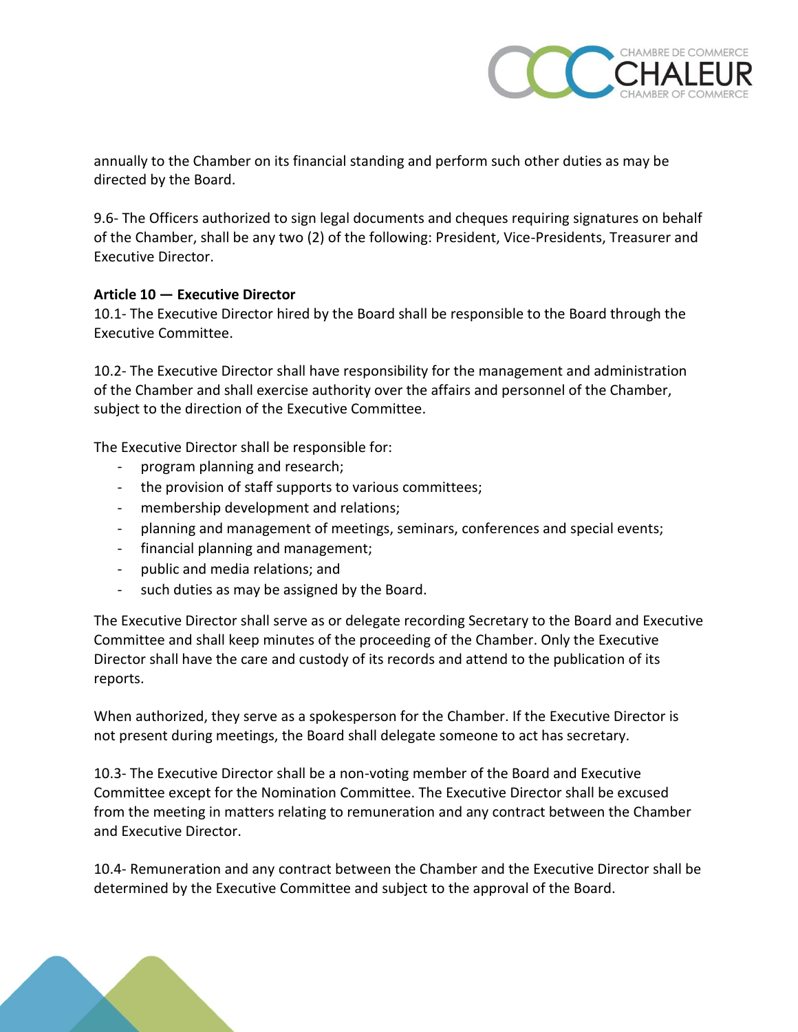annually to the Chamber on its financial standing and perform such other duties as may be directed by the Board.

9.6- The Officers authorized to sign legal documents and cheques requiring signatures on behalf of the Chamber, shall be any two (2) of the following: President, Vice-Presidents, Treasurer and Executive Director.

**Article 10 — Executive Director**

10.1- The Executive Director hired by the Board shall be responsible to the Board through the Executive Committee.

10.2- The Executive Director shall have responsibility for the management and administration of the Chamber and shall exercise authority over the affairs and personnel of the Chamber, subject to the direction of the Executive Committee.

The Executive Director shall be responsible for:

- program planning and research;
- the provision of staff supports to various committees;
- membership development and relations;
- planning and management of meetings, seminars, conferences and special events;
- financial planning and management;
- public and media relations; and
- such duties as may be assigned by the Board.

The Executive Director shall serve as or delegate recording Secretary to the Board and Executive Committee and shall keep minutes of the proceeding of the Chamber. Only the Executive Director shall have the care and custody of its records and attend to the publication of its reports.

When authorized, they serve as a spokesperson for the Chamber. If the Executive Director is not present during meetings, the Board shall delegate someone to act has secretary.

10.3- The Executive Director shall be a non-voting member of the Board and Executive Committee except for the Nomination Committee. The Executive Director shall be excused from the meeting in matters relating to remuneration and any contract between the Chamber and Executive Director.

10.4- Remuneration and any contract between the Chamber and the Executive Director shall be determined by the Executive Committee and subject to the approval of the Board.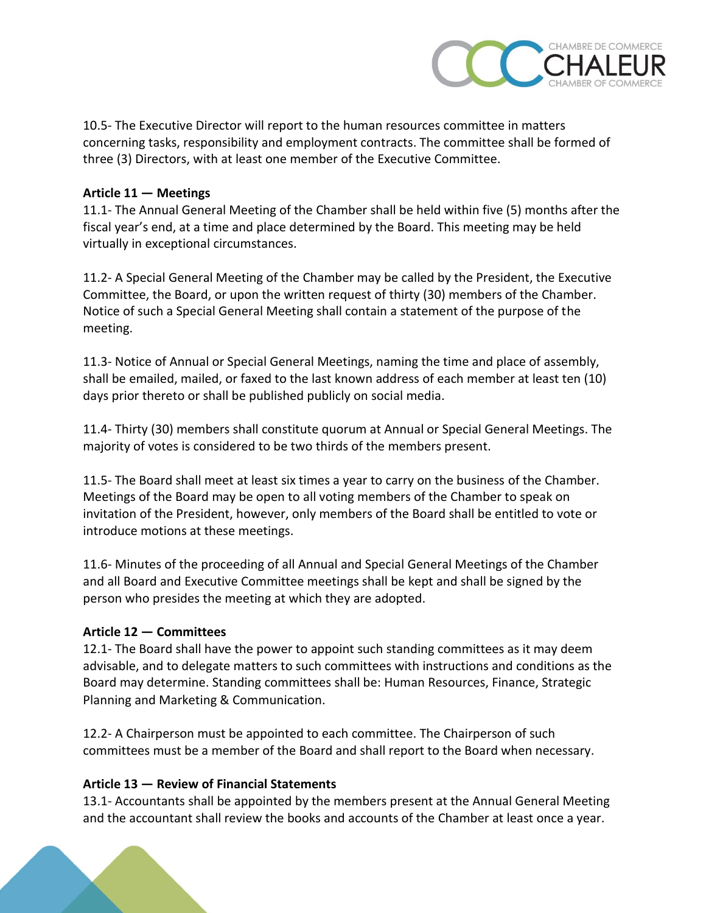10.5- The Executive Director will report to the human resources committee in matters concerning tasks, responsibility and employment contracts. The committee shall be formed of three (3) Directors, with at least one member of the Executive Committee.

**Article 11 — Meetings**

11.1- The Annual General Meeting of the Chamber shall be held within five (5) months after the fiscal year's end, at a time and place determined by the Board. This meeting may be held virtually in exceptional circumstances.

11.2- A Special General Meeting of the Chamber may be called by the President, the Executive Committee, the Board, or upon the written request of thirty (30) members of the Chamber. Notice of such a Special General Meeting shall contain a statement of the purpose of the meeting.

11.3- Notice of Annual or Special General Meetings, naming the time and place of assembly, shall be emailed, mailed, or faxed to the last known address of each member at least ten (10) days prior thereto or shall be published publicly on social media.

11.4- Thirty (30) members shall constitute quorum at Annual or Special General Meetings. The majority of votes is considered to be two thirds of the members present.

11.5- The Board shall meet at least six times a year to carry on the business of the Chamber. Meetings of the Board may be open to all voting members of the Chamber to speak on invitation of the President, however, only members of the Board shall be entitled to vote or introduce motions at these meetings.

11.6- Minutes of the proceeding of all Annual and Special General Meetings of the Chamber and all Board and Executive Committee meetings shall be kept and shall be signed by the person who presides the meeting at which they are adopted.

**Article 12 — Committees**

12.1- The Board shall have the power to appoint such standing committees as it may deem advisable, and to delegate matters to such committees with instructions and conditions as the Board may determine. Standing committees shall be: Human Resources, Finance, Strategic Planning and Marketing & Communication.

12.2- A Chairperson must be appointed to each committee. The Chairperson of such committees must be a member of the Board and shall report to the Board when necessary.

**Article 13 — Review of Financial Statements**

13.1- Accountants shall be appointed by the members present at the Annual General Meeting and the accountant shall review the books and accounts of the Chamber at least once a year.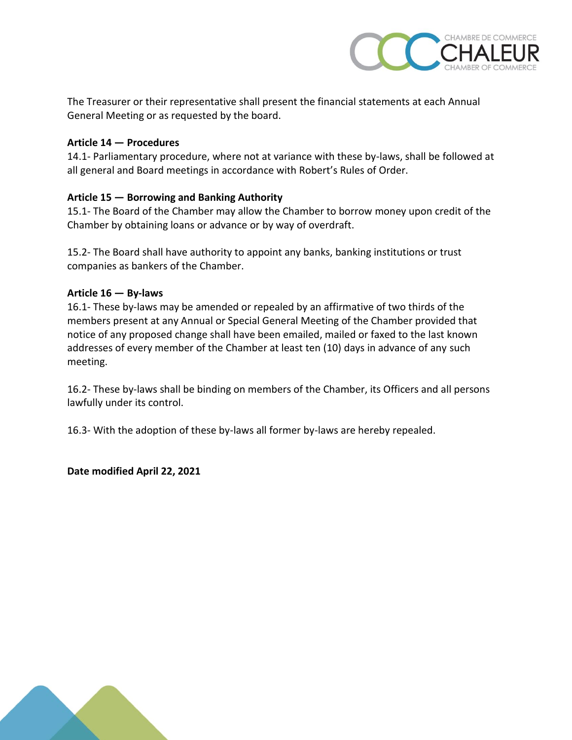The Treasurer or their representative shall present the financial statements at each Annual General Meeting or as requested by the board.

**Article 14 — Procedures**

14.1- Parliamentary procedure, where not at variance with these by-laws, shall be followed at all general and Board meetings in accordance with Robert's Rules of Order.

**Article 15 — Borrowing and Banking Authority**

15.1- The Board of the Chamber may allow the Chamber to borrow money upon credit of the Chamber by obtaining loans or advance or by way of overdraft.

15.2- The Board shall have authority to appoint any banks, banking institutions or trust companies as bankers of the Chamber.

**Article 16 — By-laws**

16.1- These by-laws may be amended or repealed by an affirmative of two thirds of the members present at any Annual or Special General Meeting of the Chamber provided that notice of any proposed change shall have been emailed, mailed or faxed to the last known addresses of every member of the Chamber at least ten (10) days in advance of any such meeting.

16.2- These by-laws shall be binding on members of the Chamber, its Officers and all persons lawfully under its control.

16.3- With the adoption of these by-laws all former by-laws are hereby repealed.

**Date modified April 22, 2021**